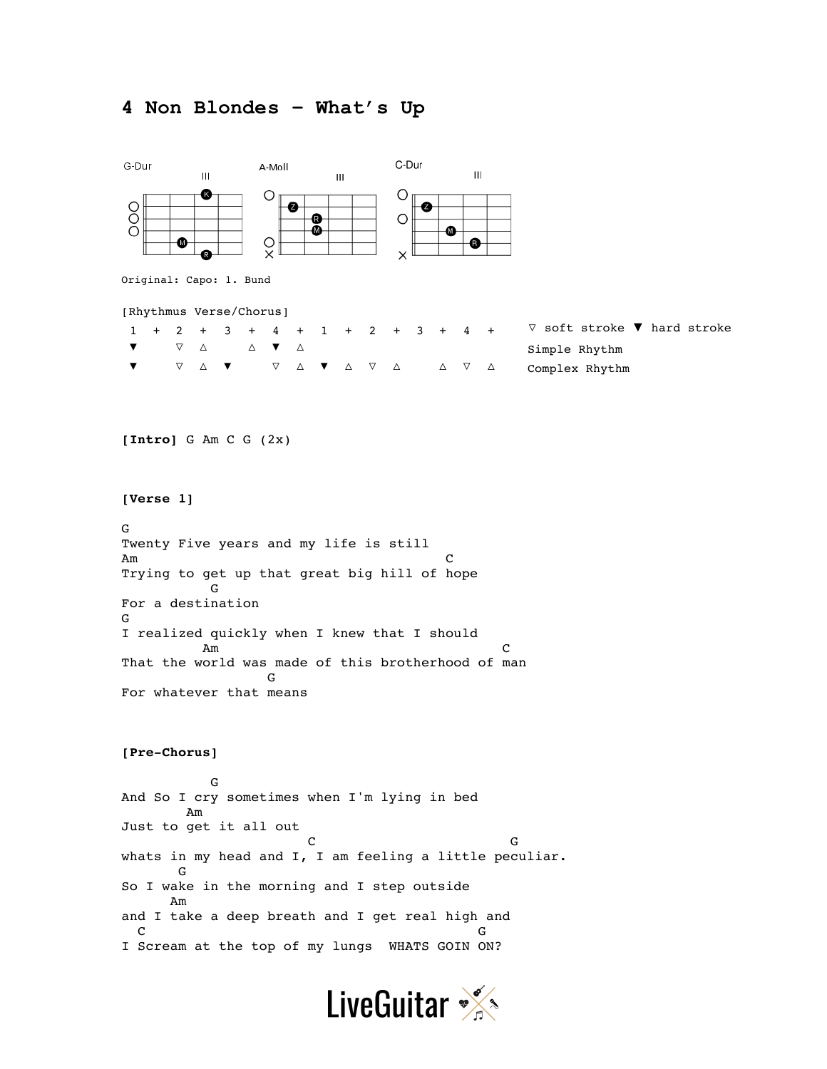# 4 Non Blondes – What's Up

G-Dur | A-Moll | C-Dur

Original: Capo: 1. Bund

[Rhythmus Verse/Chorus]

| 1 | + | 2 | + | 3 | + | 4 | + | 1 | + | 2 | + | 3 | + | 4 | + | |
|---|---|---|---|---|---|---|---|---|---|---|---|---|---|---|---|---|
| ▼ | | ▽ | △ | | △ | ▼ | △ | | | | | | | | | Simple Rhythm |
| ▼ | | ▽ | △ | ▼ | | ▽ | △ | ▼ | △ | ▽ | △ | | △ | ▽ | △ | Complex Rhythm |

▽ soft stroke ▼ hard stroke

**[Intro]** G Am C G (2x)

**[Verse 1]**

```
G
Twenty Five years and my life is still
Am                                 C
Trying to get up that great big hill of hope
           G
For a destination
G
I realized quickly when I knew that I should
          Am                               C
That the world was made of this brotherhood of man
                  G
For whatever that means
```

**[Pre-Chorus]**

```
          G
And So I cry sometimes when I'm lying in bed
        Am
Just to get it all out
                       C                        G
whats in my head and I, I am feeling a little peculiar.
      G
So I wake in the morning and I step outside
      Am
and I take a deep breath and I get real high and
  C                                         G
I Scream at the top of my lungs  WHATS GOIN ON?
```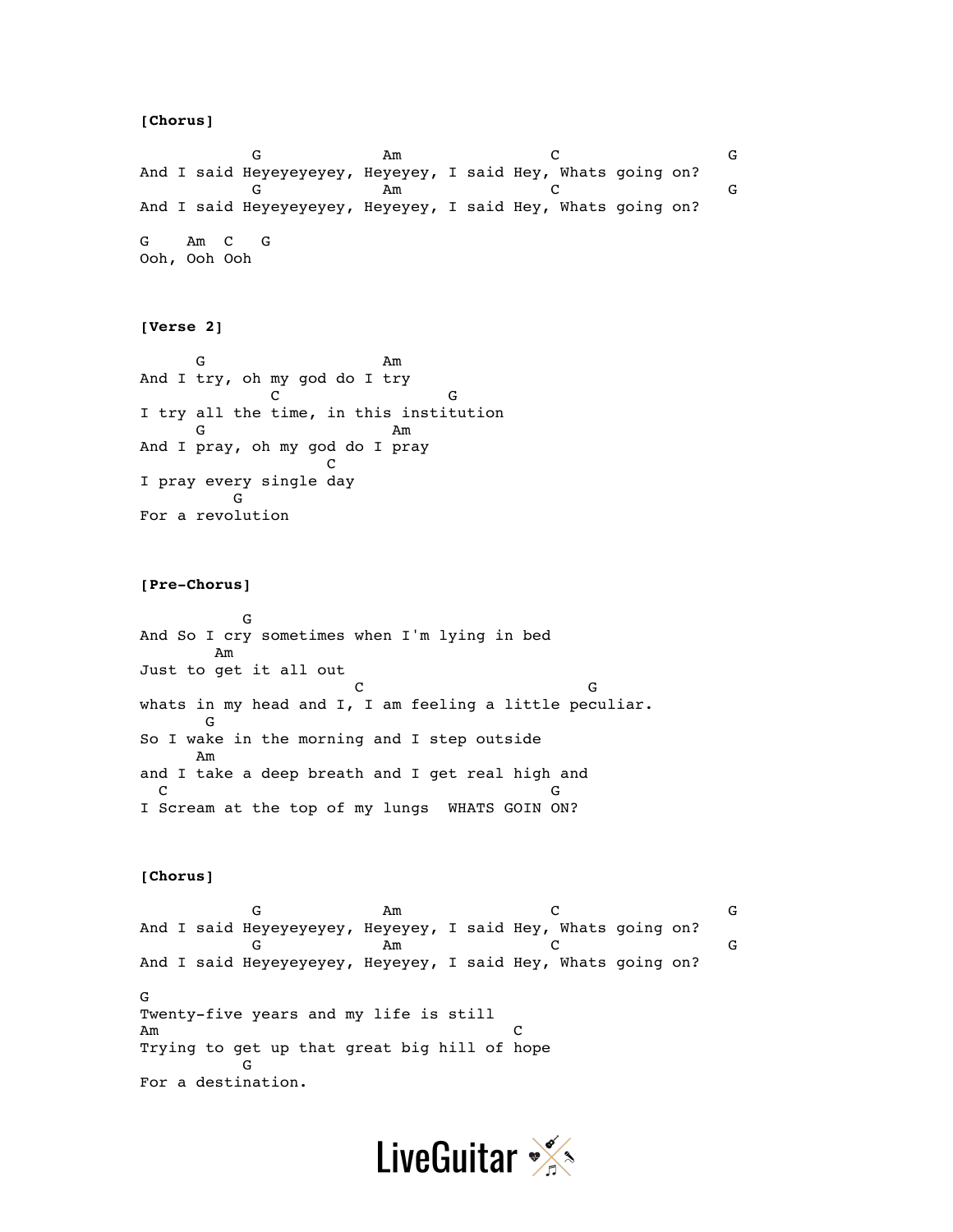**[Chorus]**

```
            G             Am              C                  G
And I said Heyeyeyeyey, Heyeyey, I said Hey, Whats going on?
            G             Am              C                  G
And I said Heyeyeyeyey, Heyeyey, I said Hey, Whats going on?

G    Am  C   G
Ooh, Ooh Ooh
```

**[Verse 2]**

```
      G                   Am
And I try, oh my god do I try
          C                G
I try all the time, in this institution
      G                    Am
And I pray, oh my god do I pray
                  C
I pray every single day
          G
For a revolution
```

**[Pre-Chorus]**

```
           G
And So I cry sometimes when I'm lying in bed
        Am
Just to get it all out
                      C                        G
whats in my head and I, I am feeling a little peculiar.
       G
So I wake in the morning and I step outside
      Am
and I take a deep breath and I get real high and
  C                                           G
I Scream at the top of my lungs  WHATS GOIN ON?
```

**[Chorus]**

```
            G             Am              C                  G
And I said Heyeyeyeyey, Heyeyey, I said Hey, Whats going on?
            G             Am              C                  G
And I said Heyeyeyeyey, Heyeyey, I said Hey, Whats going on?

G
Twenty-five years and my life is still
Am                                    C
Trying to get up that great big hill of hope
           G
For a destination.
```